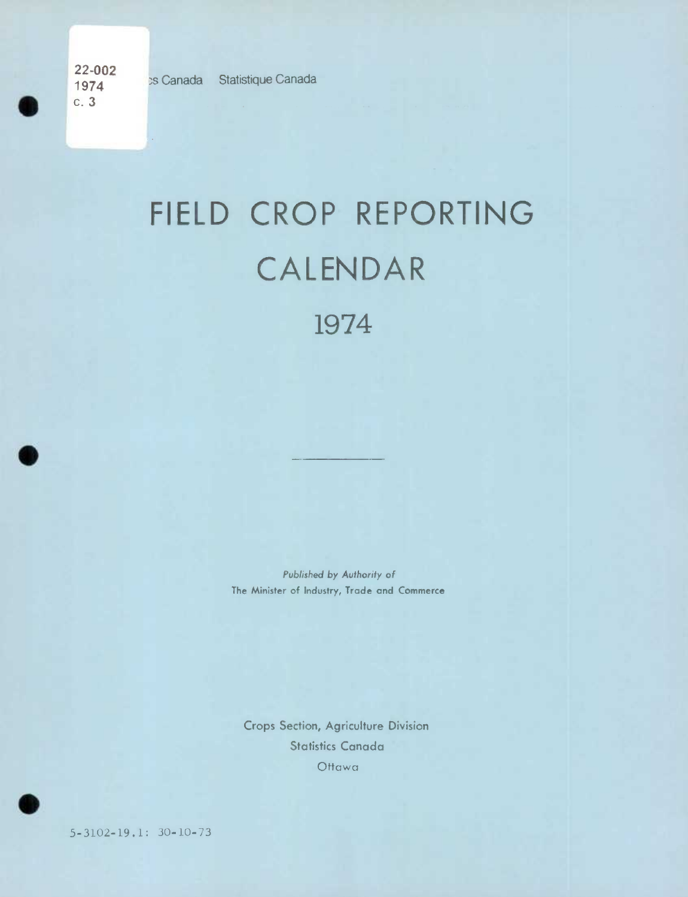22-002
1974
c. 3

cs Canada Statistique Canada

# FIELD CROP REPORTING CALENDAR

# 1974

---

*Published by Authority of*
The Minister of Industry, Trade and Commerce

Crops Section, Agriculture Division
Statistics Canada
Ottawa

5-3102-19.1: 30-10-73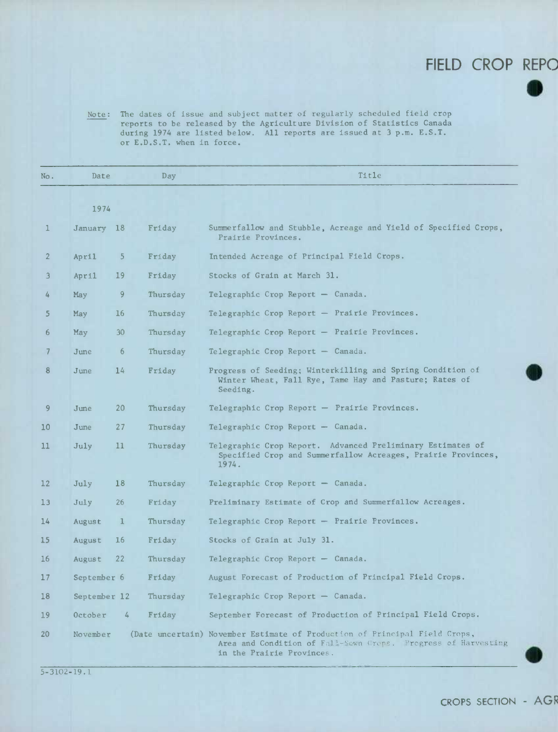# FIELD CROP REPO

Note: The dates of issue and subject matter of regularly scheduled field crop reports to be released by the Agriculture Division of Statistics Canada during 1974 are listed below. All reports are issued at 3 p.m. E.S.T. or E.D.S.T. when in force.

| No. | Date | Day | Title |
|---|---|---|---|
| | 1974 | | |
| 1 | January 18 | Friday | Summerfallow and Stubble, Acreage and Yield of Specified Crops, Prairie Provinces. |
| 2 | April 5 | Friday | Intended Acreage of Principal Field Crops. |
| 3 | April 19 | Friday | Stocks of Grain at March 31. |
| 4 | May 9 | Thursday | Telegraphic Crop Report — Canada. |
| 5 | May 16 | Thursday | Telegraphic Crop Report — Prairie Provinces. |
| 6 | May 30 | Thursday | Telegraphic Crop Report — Prairie Provinces. |
| 7 | June 6 | Thursday | Telegraphic Crop Report — Canada. |
| 8 | June 14 | Friday | Progress of Seeding; Winterkilling and Spring Condition of Winter Wheat, Fall Rye, Tame Hay and Pasture; Rates of Seeding. |
| 9 | June 20 | Thursday | Telegraphic Crop Report — Prairie Provinces. |
| 10 | June 27 | Thursday | Telegraphic Crop Report — Canada. |
| 11 | July 11 | Thursday | Telegraphic Crop Report. Advanced Preliminary Estimates of Specified Crop and Summerfallow Acreages, Prairie Provinces, 1974. |
| 12 | July 18 | Thursday | Telegraphic Crop Report — Canada. |
| 13 | July 26 | Friday | Preliminary Estimate of Crop and Summerfallow Acreages. |
| 14 | August 1 | Thursday | Telegraphic Crop Report — Prairie Provinces. |
| 15 | August 16 | Friday | Stocks of Grain at July 31. |
| 16 | August 22 | Thursday | Telegraphic Crop Report — Canada. |
| 17 | September 6 | Friday | August Forecast of Production of Principal Field Crops. |
| 18 | September 12 | Thursday | Telegraphic Crop Report — Canada. |
| 19 | October 4 | Friday | September Forecast of Production of Principal Field Crops. |
| 20 | November | (Date uncertain) | November Estimate of Production of Principal Field Crops, Area and Condition of Fall-Sown Crops. Progress of Harvesting in the Prairie Provinces. |

5-3102-19.1

CROPS SECTION - AGR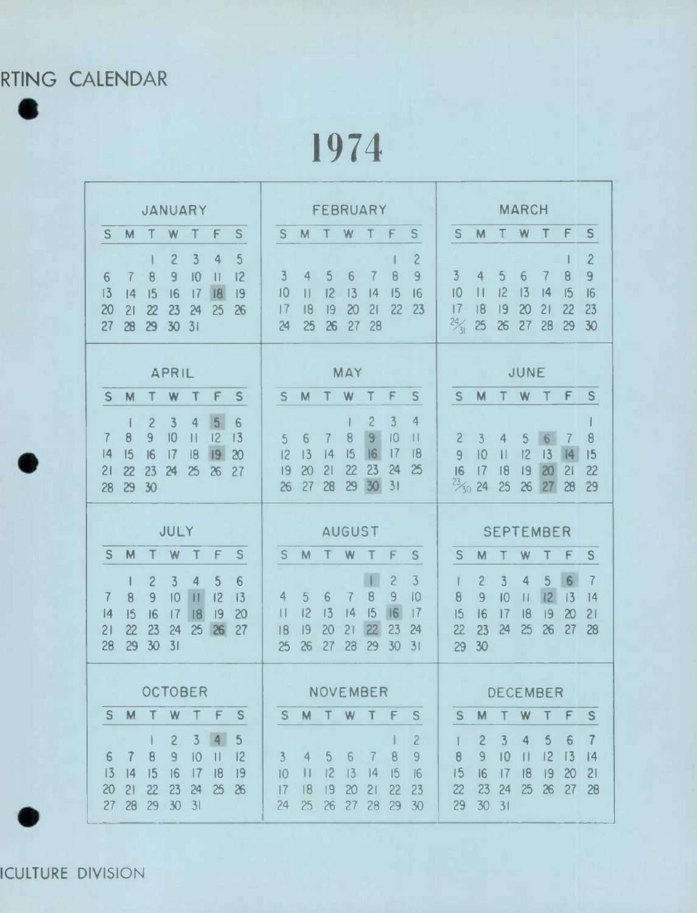RTING CALENDAR

# 1974

## JANUARY

| S | M | T | W | T | F | S |
|---|---|---|---|---|---|---|
| | | 1 | 2 | 3 | 4 | 5 |
| 6 | 7 | 8 | 9 | 10 | 11 | 12 |
| 13 | 14 | 15 | 16 | 17 | 18 | 19 |
| 20 | 21 | 22 | 23 | 24 | 25 | 26 |
| 27 | 28 | 29 | 30 | 31 | | |

## FEBRUARY

| S | M | T | W | T | F | S |
|---|---|---|---|---|---|---|
| | | | | | 1 | 2 |
| 3 | 4 | 5 | 6 | 7 | 8 | 9 |
| 10 | 11 | 12 | 13 | 14 | 15 | 16 |
| 17 | 18 | 19 | 20 | 21 | 22 | 23 |
| 24 | 25 | 26 | 27 | 28 | | |

## MARCH

| S | M | T | W | T | F | S |
|---|---|---|---|---|---|---|
| | | | | | 1 | 2 |
| 3 | 4 | 5 | 6 | 7 | 8 | 9 |
| 10 | 11 | 12 | 13 | 14 | 15 | 16 |
| 17 | 18 | 19 | 20 | 21 | 22 | 23 |
| 24/31 | 25 | 26 | 27 | 28 | 29 | 30 |

## APRIL

| S | M | T | W | T | F | S |
|---|---|---|---|---|---|---|
| | 1 | 2 | 3 | 4 | 5 | 6 |
| 7 | 8 | 9 | 10 | 11 | 12 | 13 |
| 14 | 15 | 16 | 17 | 18 | 19 | 20 |
| 21 | 22 | 23 | 24 | 25 | 26 | 27 |
| 28 | 29 | 30 | | | | |

## MAY

| S | M | T | W | T | F | S |
|---|---|---|---|---|---|---|
| | | | 1 | 2 | 3 | 4 |
| 5 | 6 | 7 | 8 | 9 | 10 | 11 |
| 12 | 13 | 14 | 15 | 16 | 17 | 18 |
| 19 | 20 | 21 | 22 | 23 | 24 | 25 |
| 26 | 27 | 28 | 29 | 30 | 31 | |

## JUNE

| S | M | T | W | T | F | S |
|---|---|---|---|---|---|---|
| | | | | | | 1 |
| 2 | 3 | 4 | 5 | 6 | 7 | 8 |
| 9 | 10 | 11 | 12 | 13 | 14 | 15 |
| 16 | 17 | 18 | 19 | 20 | 21 | 22 |
| 23/30 | 24 | 25 | 26 | 27 | 28 | 29 |

## JULY

| S | M | T | W | T | F | S |
|---|---|---|---|---|---|---|
| | 1 | 2 | 3 | 4 | 5 | 6 |
| 7 | 8 | 9 | 10 | 11 | 12 | 13 |
| 14 | 15 | 16 | 17 | 18 | 19 | 20 |
| 21 | 22 | 23 | 24 | 25 | 26 | 27 |
| 28 | 29 | 30 | 31 | | | |

## AUGUST

| S | M | T | W | T | F | S |
|---|---|---|---|---|---|---|
| | | | | 1 | 2 | 3 |
| 4 | 5 | 6 | 7 | 8 | 9 | 10 |
| 11 | 12 | 13 | 14 | 15 | 16 | 17 |
| 18 | 19 | 20 | 21 | 22 | 23 | 24 |
| 25 | 26 | 27 | 28 | 29 | 30 | 31 |

## SEPTEMBER

| S | M | T | W | T | F | S |
|---|---|---|---|---|---|---|
| 1 | 2 | 3 | 4 | 5 | 6 | 7 |
| 8 | 9 | 10 | 11 | 12 | 13 | 14 |
| 15 | 16 | 17 | 18 | 19 | 20 | 21 |
| 22 | 23 | 24 | 25 | 26 | 27 | 28 |
| 29 | 30 | | | | | |

## OCTOBER

| S | M | T | W | T | F | S |
|---|---|---|---|---|---|---|
| | | 1 | 2 | 3 | 4 | 5 |
| 6 | 7 | 8 | 9 | 10 | 11 | 12 |
| 13 | 14 | 15 | 16 | 17 | 18 | 19 |
| 20 | 21 | 22 | 23 | 24 | 25 | 26 |
| 27 | 28 | 29 | 30 | 31 | | |

## NOVEMBER

| S | M | T | W | T | F | S |
|---|---|---|---|---|---|---|
| | | | | | 1 | 2 |
| 3 | 4 | 5 | 6 | 7 | 8 | 9 |
| 10 | 11 | 12 | 13 | 14 | 15 | 16 |
| 17 | 18 | 19 | 20 | 21 | 22 | 23 |
| 24 | 25 | 26 | 27 | 28 | 29 | 30 |

## DECEMBER

| S | M | T | W | T | F | S |
|---|---|---|---|---|---|---|
| 1 | 2 | 3 | 4 | 5 | 6 | 7 |
| 8 | 9 | 10 | 11 | 12 | 13 | 14 |
| 15 | 16 | 17 | 18 | 19 | 20 | 21 |
| 22 | 23 | 24 | 25 | 26 | 27 | 28 |
| 29 | 30 | 31 | | | | |

ICULTURE DIVISION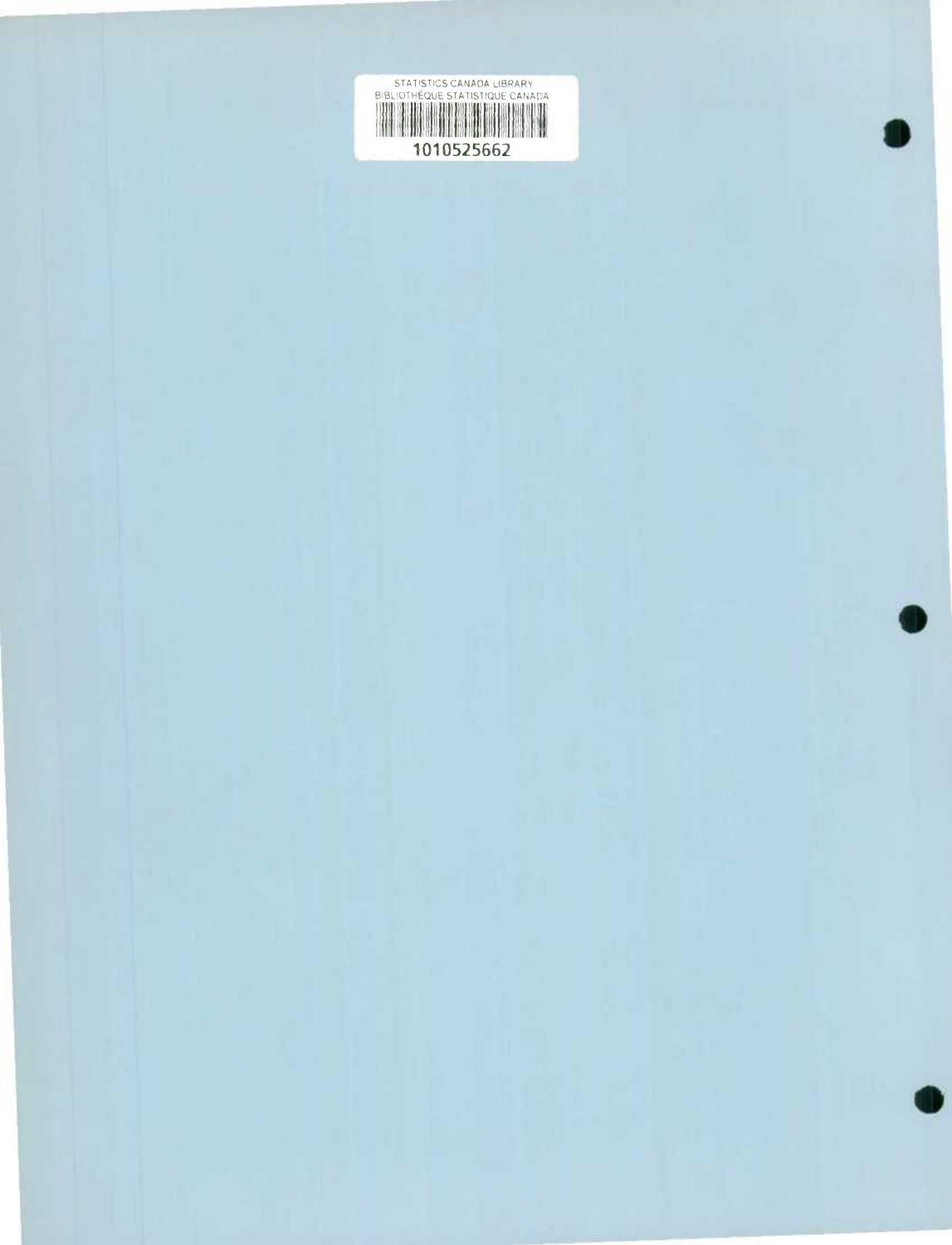STATISTICS CANADA LIBRARY
BIBLIOTHÈQUE STATISTIQUE CANADA

1010525662